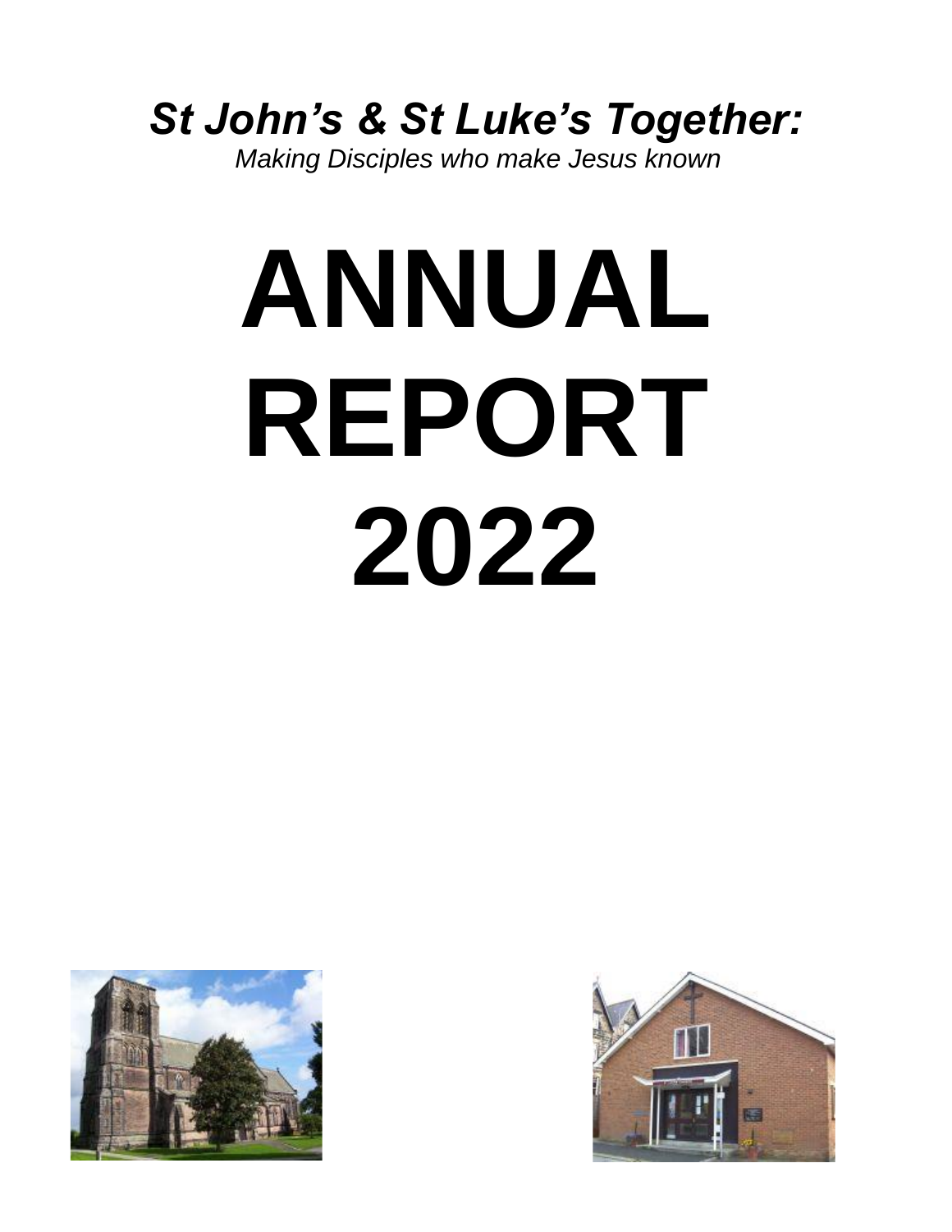***St John's & St Luke's Together:***

*Making Disciples who make Jesus known*

# ANNUAL REPORT 2022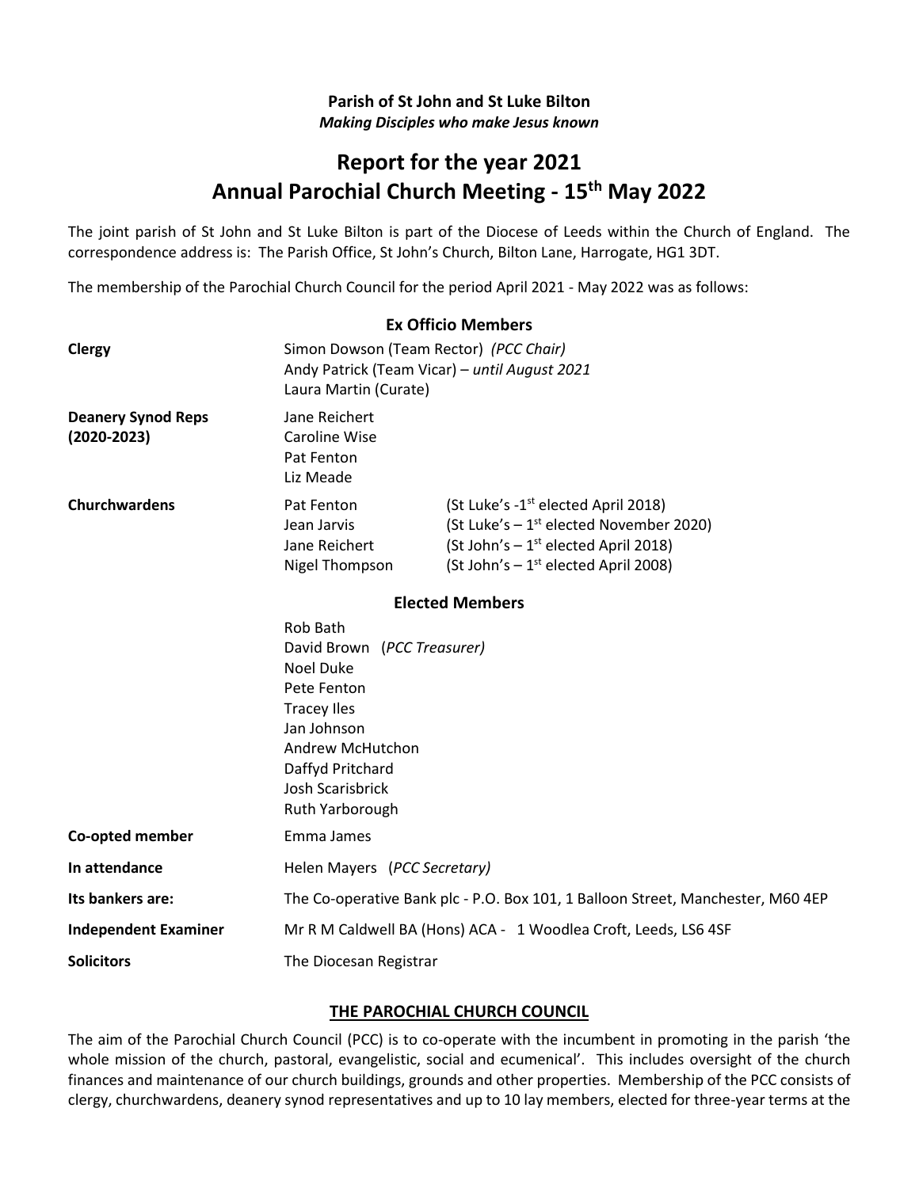**Parish of St John and St Luke Bilton**
*Making Disciples who make Jesus known*

# Report for the year 2021
# Annual Parochial Church Meeting - 15th May 2022

The joint parish of St John and St Luke Bilton is part of the Diocese of Leeds within the Church of England. The correspondence address is: The Parish Office, St John's Church, Bilton Lane, Harrogate, HG1 3DT.

The membership of the Parochial Church Council for the period April 2021 - May 2022 was as follows:

### Ex Officio Members

| | | |
|---|---|---|
| **Clergy** | Simon Dowson (Team Rector) *(PCC Chair)* | |
| | Andy Patrick (Team Vicar) – *until August 2021* | |
| | Laura Martin (Curate) | |
| **Deanery Synod Reps (2020-2023)** | Jane Reichert | |
| | Caroline Wise | |
| | Pat Fenton | |
| | Liz Meade | |
| **Churchwardens** | Pat Fenton | (St Luke's -1st elected April 2018) |
| | Jean Jarvis | (St Luke's – 1st elected November 2020) |
| | Jane Reichert | (St John's – 1st elected April 2018) |
| | Nigel Thompson | (St John's – 1st elected April 2008) |

### Elected Members

Rob Bath
David Brown (*PCC Treasurer)*
Noel Duke
Pete Fenton
Tracey Iles
Jan Johnson
Andrew McHutchon
Daffyd Pritchard
Josh Scarisbrick
Ruth Yarborough

| | |
|---|---|
| **Co-opted member** | Emma James |
| **In attendance** | Helen Mayers (*PCC Secretary)* |
| **Its bankers are:** | The Co-operative Bank plc - P.O. Box 101, 1 Balloon Street, Manchester, M60 4EP |
| **Independent Examiner** | Mr R M Caldwell BA (Hons) ACA - 1 Woodlea Croft, Leeds, LS6 4SF |
| **Solicitors** | The Diocesan Registrar |

## THE PAROCHIAL CHURCH COUNCIL

The aim of the Parochial Church Council (PCC) is to co-operate with the incumbent in promoting in the parish 'the whole mission of the church, pastoral, evangelistic, social and ecumenical'. This includes oversight of the church finances and maintenance of our church buildings, grounds and other properties. Membership of the PCC consists of clergy, churchwardens, deanery synod representatives and up to 10 lay members, elected for three-year terms at the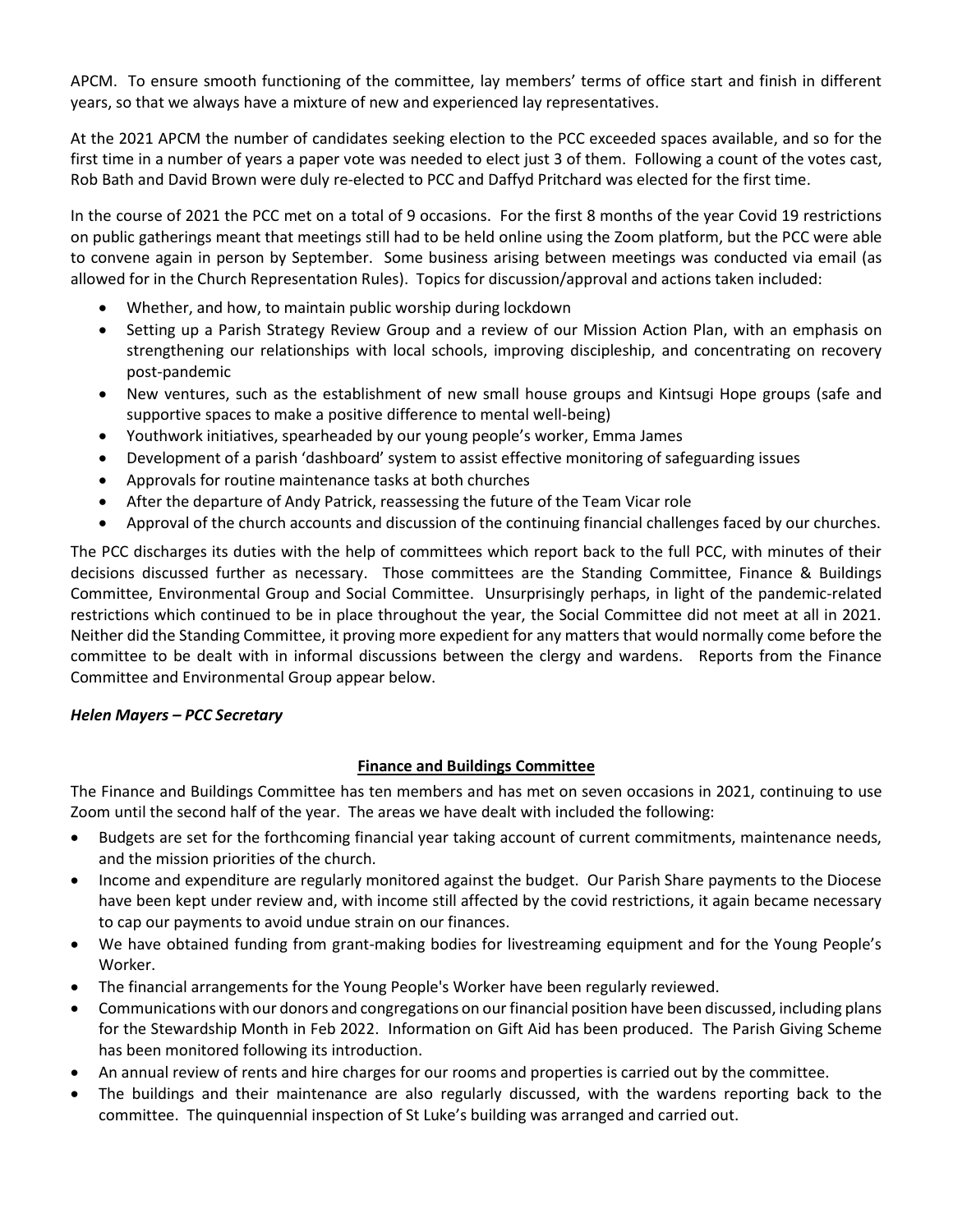APCM. To ensure smooth functioning of the committee, lay members' terms of office start and finish in different years, so that we always have a mixture of new and experienced lay representatives.

At the 2021 APCM the number of candidates seeking election to the PCC exceeded spaces available, and so for the first time in a number of years a paper vote was needed to elect just 3 of them. Following a count of the votes cast, Rob Bath and David Brown were duly re-elected to PCC and Daffyd Pritchard was elected for the first time.

In the course of 2021 the PCC met on a total of 9 occasions. For the first 8 months of the year Covid 19 restrictions on public gatherings meant that meetings still had to be held online using the Zoom platform, but the PCC were able to convene again in person by September. Some business arising between meetings was conducted via email (as allowed for in the Church Representation Rules). Topics for discussion/approval and actions taken included:

- Whether, and how, to maintain public worship during lockdown
- Setting up a Parish Strategy Review Group and a review of our Mission Action Plan, with an emphasis on strengthening our relationships with local schools, improving discipleship, and concentrating on recovery post-pandemic
- New ventures, such as the establishment of new small house groups and Kintsugi Hope groups (safe and supportive spaces to make a positive difference to mental well-being)
- Youthwork initiatives, spearheaded by our young people's worker, Emma James
- Development of a parish 'dashboard' system to assist effective monitoring of safeguarding issues
- Approvals for routine maintenance tasks at both churches
- After the departure of Andy Patrick, reassessing the future of the Team Vicar role
- Approval of the church accounts and discussion of the continuing financial challenges faced by our churches.

The PCC discharges its duties with the help of committees which report back to the full PCC, with minutes of their decisions discussed further as necessary. Those committees are the Standing Committee, Finance & Buildings Committee, Environmental Group and Social Committee. Unsurprisingly perhaps, in light of the pandemic-related restrictions which continued to be in place throughout the year, the Social Committee did not meet at all in 2021. Neither did the Standing Committee, it proving more expedient for any matters that would normally come before the committee to be dealt with in informal discussions between the clergy and wardens. Reports from the Finance Committee and Environmental Group appear below.

***Helen Mayers – PCC Secretary***

## Finance and Buildings Committee

The Finance and Buildings Committee has ten members and has met on seven occasions in 2021, continuing to use Zoom until the second half of the year. The areas we have dealt with included the following:

- Budgets are set for the forthcoming financial year taking account of current commitments, maintenance needs, and the mission priorities of the church.
- Income and expenditure are regularly monitored against the budget. Our Parish Share payments to the Diocese have been kept under review and, with income still affected by the covid restrictions, it again became necessary to cap our payments to avoid undue strain on our finances.
- We have obtained funding from grant-making bodies for livestreaming equipment and for the Young People's Worker.
- The financial arrangements for the Young People's Worker have been regularly reviewed.
- Communications with our donors and congregations on our financial position have been discussed, including plans for the Stewardship Month in Feb 2022. Information on Gift Aid has been produced. The Parish Giving Scheme has been monitored following its introduction.
- An annual review of rents and hire charges for our rooms and properties is carried out by the committee.
- The buildings and their maintenance are also regularly discussed, with the wardens reporting back to the committee. The quinquennial inspection of St Luke's building was arranged and carried out.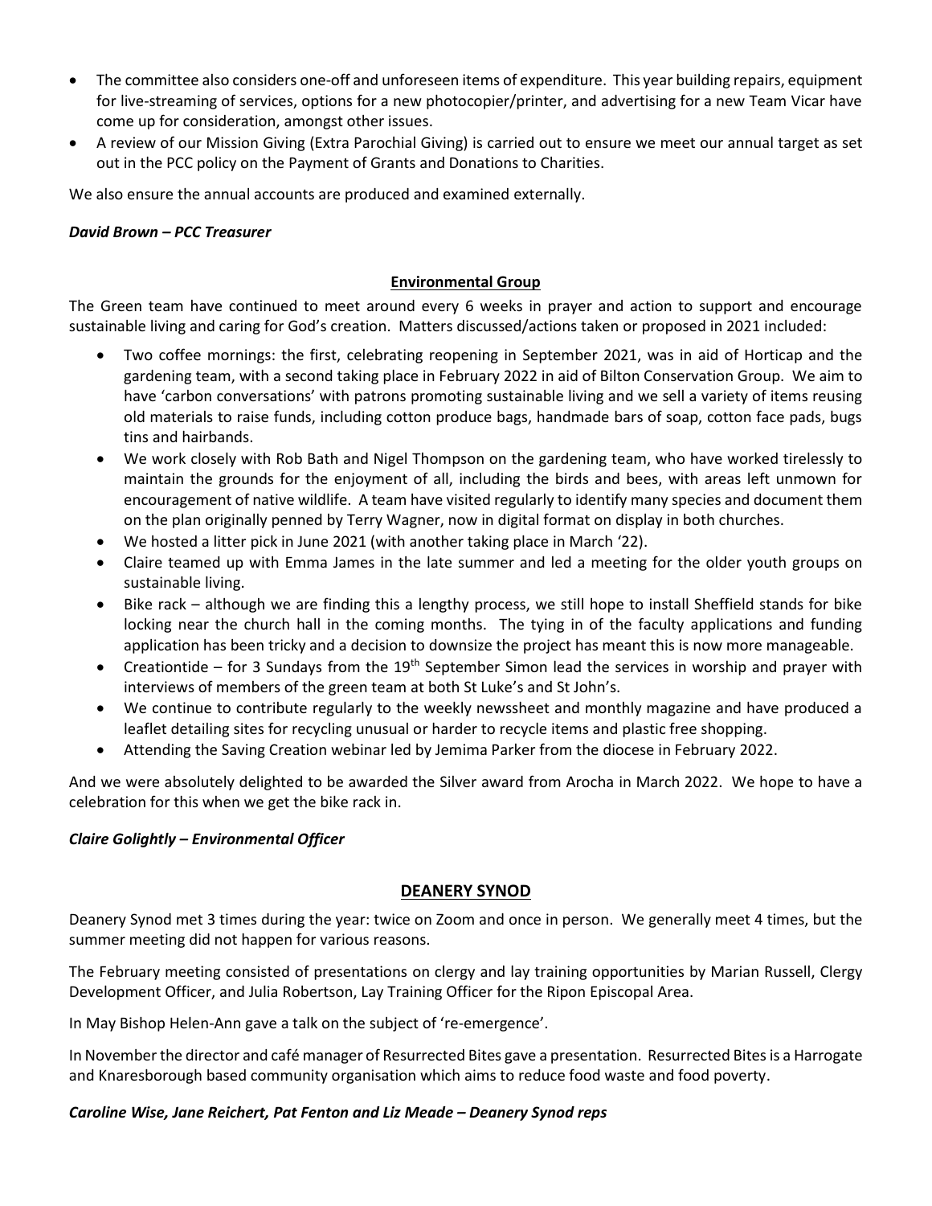- The committee also considers one-off and unforeseen items of expenditure. This year building repairs, equipment for live-streaming of services, options for a new photocopier/printer, and advertising for a new Team Vicar have come up for consideration, amongst other issues.
- A review of our Mission Giving (Extra Parochial Giving) is carried out to ensure we meet our annual target as set out in the PCC policy on the Payment of Grants and Donations to Charities.

We also ensure the annual accounts are produced and examined externally.

***David Brown – PCC Treasurer***

## Environmental Group

The Green team have continued to meet around every 6 weeks in prayer and action to support and encourage sustainable living and caring for God's creation. Matters discussed/actions taken or proposed in 2021 included:

- Two coffee mornings: the first, celebrating reopening in September 2021, was in aid of Horticap and the gardening team, with a second taking place in February 2022 in aid of Bilton Conservation Group. We aim to have 'carbon conversations' with patrons promoting sustainable living and we sell a variety of items reusing old materials to raise funds, including cotton produce bags, handmade bars of soap, cotton face pads, bugs tins and hairbands.
- We work closely with Rob Bath and Nigel Thompson on the gardening team, who have worked tirelessly to maintain the grounds for the enjoyment of all, including the birds and bees, with areas left unmown for encouragement of native wildlife. A team have visited regularly to identify many species and document them on the plan originally penned by Terry Wagner, now in digital format on display in both churches.
- We hosted a litter pick in June 2021 (with another taking place in March '22).
- Claire teamed up with Emma James in the late summer and led a meeting for the older youth groups on sustainable living.
- Bike rack – although we are finding this a lengthy process, we still hope to install Sheffield stands for bike locking near the church hall in the coming months. The tying in of the faculty applications and funding application has been tricky and a decision to downsize the project has meant this is now more manageable.
- Creationtide – for 3 Sundays from the 19th September Simon lead the services in worship and prayer with interviews of members of the green team at both St Luke's and St John's.
- We continue to contribute regularly to the weekly newssheet and monthly magazine and have produced a leaflet detailing sites for recycling unusual or harder to recycle items and plastic free shopping.
- Attending the Saving Creation webinar led by Jemima Parker from the diocese in February 2022.

And we were absolutely delighted to be awarded the Silver award from Arocha in March 2022. We hope to have a celebration for this when we get the bike rack in.

***Claire Golightly – Environmental Officer***

## DEANERY SYNOD

Deanery Synod met 3 times during the year: twice on Zoom and once in person. We generally meet 4 times, but the summer meeting did not happen for various reasons.

The February meeting consisted of presentations on clergy and lay training opportunities by Marian Russell, Clergy Development Officer, and Julia Robertson, Lay Training Officer for the Ripon Episcopal Area.

In May Bishop Helen-Ann gave a talk on the subject of 're-emergence'.

In November the director and café manager of Resurrected Bites gave a presentation. Resurrected Bites is a Harrogate and Knaresborough based community organisation which aims to reduce food waste and food poverty.

***Caroline Wise, Jane Reichert, Pat Fenton and Liz Meade – Deanery Synod reps***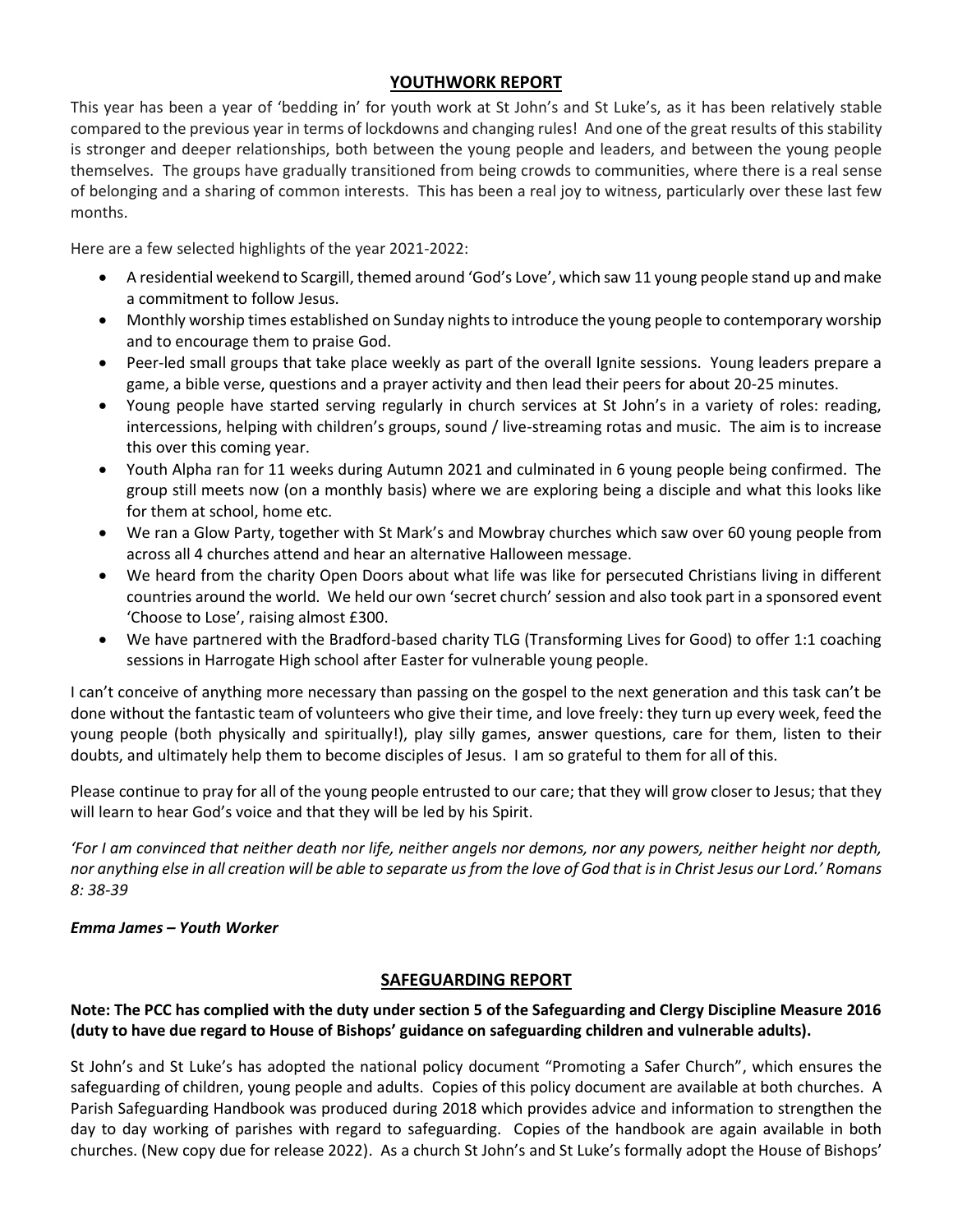## YOUTHWORK REPORT

This year has been a year of 'bedding in' for youth work at St John's and St Luke's, as it has been relatively stable compared to the previous year in terms of lockdowns and changing rules! And one of the great results of this stability is stronger and deeper relationships, both between the young people and leaders, and between the young people themselves. The groups have gradually transitioned from being crowds to communities, where there is a real sense of belonging and a sharing of common interests. This has been a real joy to witness, particularly over these last few months.

Here are a few selected highlights of the year 2021-2022:

- A residential weekend to Scargill, themed around 'God's Love', which saw 11 young people stand up and make a commitment to follow Jesus.
- Monthly worship times established on Sunday nights to introduce the young people to contemporary worship and to encourage them to praise God.
- Peer-led small groups that take place weekly as part of the overall Ignite sessions. Young leaders prepare a game, a bible verse, questions and a prayer activity and then lead their peers for about 20-25 minutes.
- Young people have started serving regularly in church services at St John's in a variety of roles: reading, intercessions, helping with children's groups, sound / live-streaming rotas and music. The aim is to increase this over this coming year.
- Youth Alpha ran for 11 weeks during Autumn 2021 and culminated in 6 young people being confirmed. The group still meets now (on a monthly basis) where we are exploring being a disciple and what this looks like for them at school, home etc.
- We ran a Glow Party, together with St Mark's and Mowbray churches which saw over 60 young people from across all 4 churches attend and hear an alternative Halloween message.
- We heard from the charity Open Doors about what life was like for persecuted Christians living in different countries around the world. We held our own 'secret church' session and also took part in a sponsored event 'Choose to Lose', raising almost £300.
- We have partnered with the Bradford-based charity TLG (Transforming Lives for Good) to offer 1:1 coaching sessions in Harrogate High school after Easter for vulnerable young people.

I can't conceive of anything more necessary than passing on the gospel to the next generation and this task can't be done without the fantastic team of volunteers who give their time, and love freely: they turn up every week, feed the young people (both physically and spiritually!), play silly games, answer questions, care for them, listen to their doubts, and ultimately help them to become disciples of Jesus. I am so grateful to them for all of this.

Please continue to pray for all of the young people entrusted to our care; that they will grow closer to Jesus; that they will learn to hear God's voice and that they will be led by his Spirit.

*'For I am convinced that neither death nor life, neither angels nor demons, nor any powers, neither height nor depth, nor anything else in all creation will be able to separate us from the love of God that is in Christ Jesus our Lord.' Romans 8: 38-39*

***Emma James – Youth Worker***

## SAFEGUARDING REPORT

**Note: The PCC has complied with the duty under section 5 of the Safeguarding and Clergy Discipline Measure 2016 (duty to have due regard to House of Bishops' guidance on safeguarding children and vulnerable adults).**

St John's and St Luke's has adopted the national policy document "Promoting a Safer Church", which ensures the safeguarding of children, young people and adults. Copies of this policy document are available at both churches. A Parish Safeguarding Handbook was produced during 2018 which provides advice and information to strengthen the day to day working of parishes with regard to safeguarding. Copies of the handbook are again available in both churches. (New copy due for release 2022). As a church St John's and St Luke's formally adopt the House of Bishops'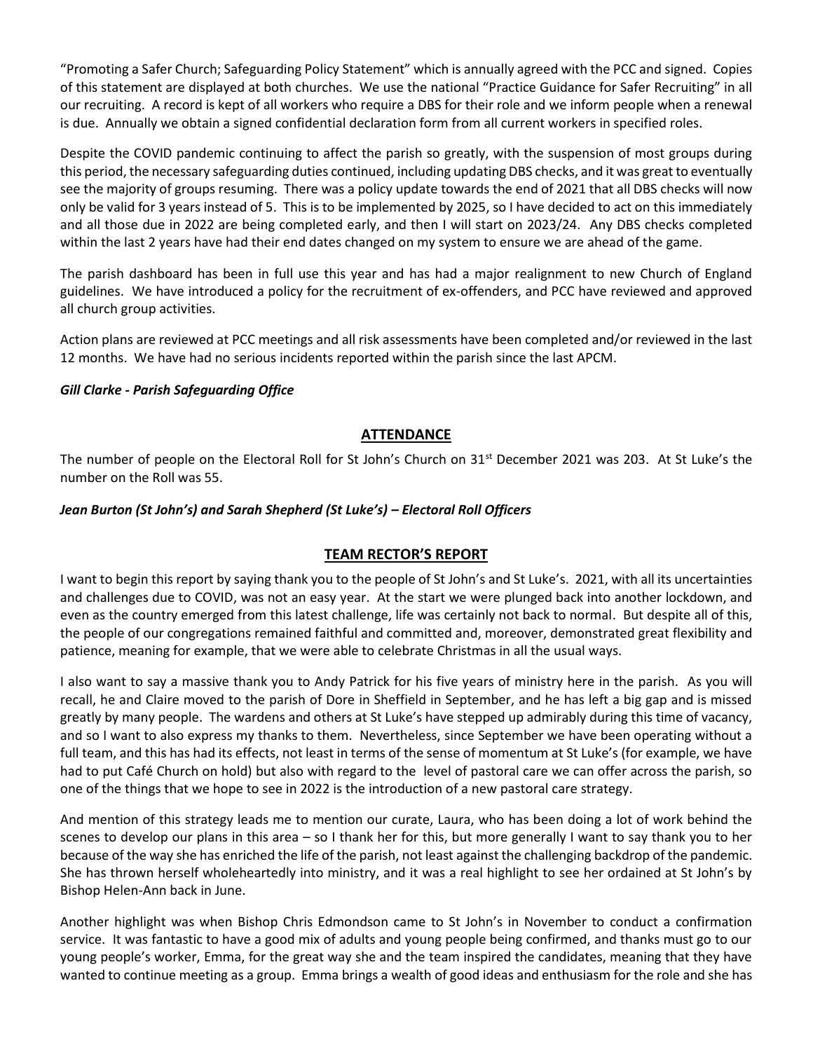"Promoting a Safer Church; Safeguarding Policy Statement" which is annually agreed with the PCC and signed. Copies of this statement are displayed at both churches. We use the national "Practice Guidance for Safer Recruiting" in all our recruiting. A record is kept of all workers who require a DBS for their role and we inform people when a renewal is due. Annually we obtain a signed confidential declaration form from all current workers in specified roles.

Despite the COVID pandemic continuing to affect the parish so greatly, with the suspension of most groups during this period, the necessary safeguarding duties continued, including updating DBS checks, and it was great to eventually see the majority of groups resuming. There was a policy update towards the end of 2021 that all DBS checks will now only be valid for 3 years instead of 5. This is to be implemented by 2025, so I have decided to act on this immediately and all those due in 2022 are being completed early, and then I will start on 2023/24. Any DBS checks completed within the last 2 years have had their end dates changed on my system to ensure we are ahead of the game.

The parish dashboard has been in full use this year and has had a major realignment to new Church of England guidelines. We have introduced a policy for the recruitment of ex-offenders, and PCC have reviewed and approved all church group activities.

Action plans are reviewed at PCC meetings and all risk assessments have been completed and/or reviewed in the last 12 months. We have had no serious incidents reported within the parish since the last APCM.

***Gill Clarke - Parish Safeguarding Office***

## ATTENDANCE

The number of people on the Electoral Roll for St John's Church on 31st December 2021 was 203. At St Luke's the number on the Roll was 55.

***Jean Burton (St John's) and Sarah Shepherd (St Luke's) – Electoral Roll Officers***

## TEAM RECTOR'S REPORT

I want to begin this report by saying thank you to the people of St John's and St Luke's. 2021, with all its uncertainties and challenges due to COVID, was not an easy year. At the start we were plunged back into another lockdown, and even as the country emerged from this latest challenge, life was certainly not back to normal. But despite all of this, the people of our congregations remained faithful and committed and, moreover, demonstrated great flexibility and patience, meaning for example, that we were able to celebrate Christmas in all the usual ways.

I also want to say a massive thank you to Andy Patrick for his five years of ministry here in the parish. As you will recall, he and Claire moved to the parish of Dore in Sheffield in September, and he has left a big gap and is missed greatly by many people. The wardens and others at St Luke's have stepped up admirably during this time of vacancy, and so I want to also express my thanks to them. Nevertheless, since September we have been operating without a full team, and this has had its effects, not least in terms of the sense of momentum at St Luke's (for example, we have had to put Café Church on hold) but also with regard to the level of pastoral care we can offer across the parish, so one of the things that we hope to see in 2022 is the introduction of a new pastoral care strategy.

And mention of this strategy leads me to mention our curate, Laura, who has been doing a lot of work behind the scenes to develop our plans in this area – so I thank her for this, but more generally I want to say thank you to her because of the way she has enriched the life of the parish, not least against the challenging backdrop of the pandemic. She has thrown herself wholeheartedly into ministry, and it was a real highlight to see her ordained at St John's by Bishop Helen-Ann back in June.

Another highlight was when Bishop Chris Edmondson came to St John's in November to conduct a confirmation service. It was fantastic to have a good mix of adults and young people being confirmed, and thanks must go to our young people's worker, Emma, for the great way she and the team inspired the candidates, meaning that they have wanted to continue meeting as a group. Emma brings a wealth of good ideas and enthusiasm for the role and she has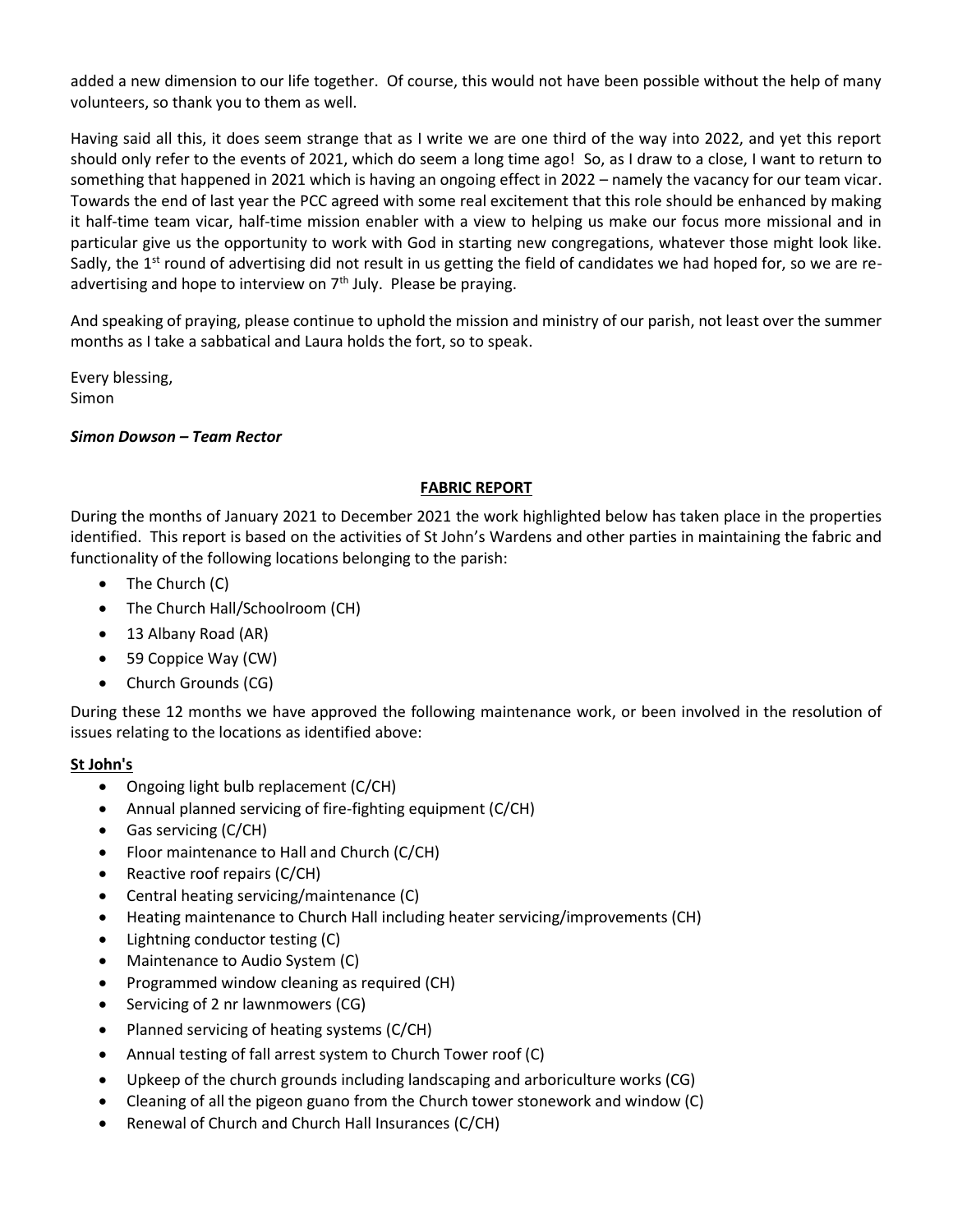added a new dimension to our life together. Of course, this would not have been possible without the help of many volunteers, so thank you to them as well.

Having said all this, it does seem strange that as I write we are one third of the way into 2022, and yet this report should only refer to the events of 2021, which do seem a long time ago! So, as I draw to a close, I want to return to something that happened in 2021 which is having an ongoing effect in 2022 – namely the vacancy for our team vicar. Towards the end of last year the PCC agreed with some real excitement that this role should be enhanced by making it half-time team vicar, half-time mission enabler with a view to helping us make our focus more missional and in particular give us the opportunity to work with God in starting new congregations, whatever those might look like. Sadly, the 1st round of advertising did not result in us getting the field of candidates we had hoped for, so we are re-advertising and hope to interview on 7th July. Please be praying.

And speaking of praying, please continue to uphold the mission and ministry of our parish, not least over the summer months as I take a sabbatical and Laura holds the fort, so to speak.

Every blessing,
Simon

***Simon Dowson – Team Rector***

## FABRIC REPORT

During the months of January 2021 to December 2021 the work highlighted below has taken place in the properties identified. This report is based on the activities of St John's Wardens and other parties in maintaining the fabric and functionality of the following locations belonging to the parish:

- The Church (C)
- The Church Hall/Schoolroom (CH)
- 13 Albany Road (AR)
- 59 Coppice Way (CW)
- Church Grounds (CG)

During these 12 months we have approved the following maintenance work, or been involved in the resolution of issues relating to the locations as identified above:

### St John's

- Ongoing light bulb replacement (C/CH)
- Annual planned servicing of fire-fighting equipment (C/CH)
- Gas servicing (C/CH)
- Floor maintenance to Hall and Church (C/CH)
- Reactive roof repairs (C/CH)
- Central heating servicing/maintenance (C)
- Heating maintenance to Church Hall including heater servicing/improvements (CH)
- Lightning conductor testing (C)
- Maintenance to Audio System (C)
- Programmed window cleaning as required (CH)
- Servicing of 2 nr lawnmowers (CG)
- Planned servicing of heating systems (C/CH)
- Annual testing of fall arrest system to Church Tower roof (C)
- Upkeep of the church grounds including landscaping and arboriculture works (CG)
- Cleaning of all the pigeon guano from the Church tower stonework and window (C)
- Renewal of Church and Church Hall Insurances (C/CH)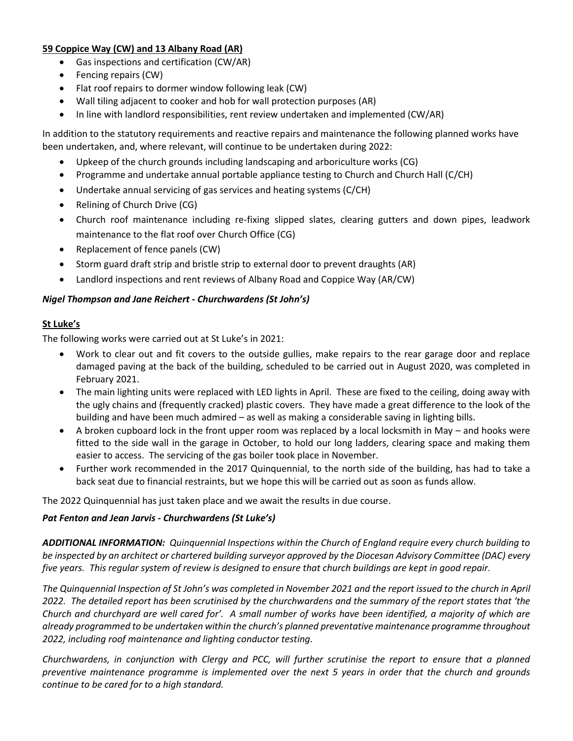**59 Coppice Way (CW) and 13 Albany Road (AR)**

- Gas inspections and certification (CW/AR)
- Fencing repairs (CW)
- Flat roof repairs to dormer window following leak (CW)
- Wall tiling adjacent to cooker and hob for wall protection purposes (AR)
- In line with landlord responsibilities, rent review undertaken and implemented (CW/AR)

In addition to the statutory requirements and reactive repairs and maintenance the following planned works have been undertaken, and, where relevant, will continue to be undertaken during 2022:

- Upkeep of the church grounds including landscaping and arboriculture works (CG)
- Programme and undertake annual portable appliance testing to Church and Church Hall (C/CH)
- Undertake annual servicing of gas services and heating systems (C/CH)
- Relining of Church Drive (CG)
- Church roof maintenance including re-fixing slipped slates, clearing gutters and down pipes, leadwork maintenance to the flat roof over Church Office (CG)
- Replacement of fence panels (CW)
- Storm guard draft strip and bristle strip to external door to prevent draughts (AR)
- Landlord inspections and rent reviews of Albany Road and Coppice Way (AR/CW)

***Nigel Thompson and Jane Reichert - Churchwardens (St John's)***

**St Luke's**

The following works were carried out at St Luke's in 2021:

- Work to clear out and fit covers to the outside gullies, make repairs to the rear garage door and replace damaged paving at the back of the building, scheduled to be carried out in August 2020, was completed in February 2021.
- The main lighting units were replaced with LED lights in April. These are fixed to the ceiling, doing away with the ugly chains and (frequently cracked) plastic covers. They have made a great difference to the look of the building and have been much admired – as well as making a considerable saving in lighting bills.
- A broken cupboard lock in the front upper room was replaced by a local locksmith in May – and hooks were fitted to the side wall in the garage in October, to hold our long ladders, clearing space and making them easier to access. The servicing of the gas boiler took place in November.
- Further work recommended in the 2017 Quinquennial, to the north side of the building, has had to take a back seat due to financial restraints, but we hope this will be carried out as soon as funds allow.

The 2022 Quinquennial has just taken place and we await the results in due course.

***Pat Fenton and Jean Jarvis - Churchwardens (St Luke's)***

***ADDITIONAL INFORMATION:*** *Quinquennial Inspections within the Church of England require every church building to be inspected by an architect or chartered building surveyor approved by the Diocesan Advisory Committee (DAC) every five years. This regular system of review is designed to ensure that church buildings are kept in good repair.*

*The Quinquennial Inspection of St John's was completed in November 2021 and the report issued to the church in April 2022. The detailed report has been scrutinised by the churchwardens and the summary of the report states that 'the Church and churchyard are well cared for'. A small number of works have been identified, a majority of which are already programmed to be undertaken within the church's planned preventative maintenance programme throughout 2022, including roof maintenance and lighting conductor testing.*

*Churchwardens, in conjunction with Clergy and PCC, will further scrutinise the report to ensure that a planned preventive maintenance programme is implemented over the next 5 years in order that the church and grounds continue to be cared for to a high standard.*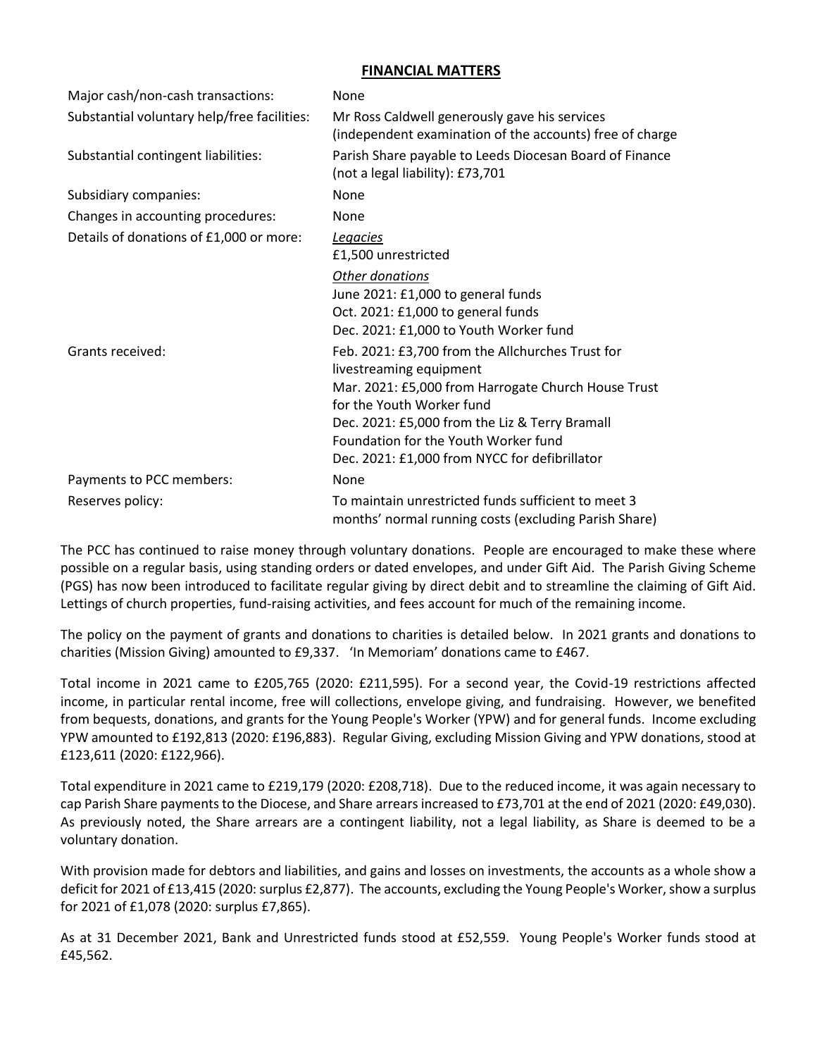## FINANCIAL MATTERS

| | |
|---|---|
| Major cash/non-cash transactions: | None |
| Substantial voluntary help/free facilities: | Mr Ross Caldwell generously gave his services (independent examination of the accounts) free of charge |
| Substantial contingent liabilities: | Parish Share payable to Leeds Diocesan Board of Finance (not a legal liability): £73,701 |
| Subsidiary companies: | None |
| Changes in accounting procedures: | None |
| Details of donations of £1,000 or more: | *Legacies*<br>£1,500 unrestricted<br>*Other donations*<br>June 2021: £1,000 to general funds<br>Oct. 2021: £1,000 to general funds<br>Dec. 2021: £1,000 to Youth Worker fund |
| Grants received: | Feb. 2021: £3,700 from the Allchurches Trust for livestreaming equipment<br>Mar. 2021: £5,000 from Harrogate Church House Trust for the Youth Worker fund<br>Dec. 2021: £5,000 from the Liz & Terry Bramall Foundation for the Youth Worker fund<br>Dec. 2021: £1,000 from NYCC for defibrillator |
| Payments to PCC members: | None |
| Reserves policy: | To maintain unrestricted funds sufficient to meet 3 months' normal running costs (excluding Parish Share) |

The PCC has continued to raise money through voluntary donations. People are encouraged to make these where possible on a regular basis, using standing orders or dated envelopes, and under Gift Aid. The Parish Giving Scheme (PGS) has now been introduced to facilitate regular giving by direct debit and to streamline the claiming of Gift Aid. Lettings of church properties, fund-raising activities, and fees account for much of the remaining income.

The policy on the payment of grants and donations to charities is detailed below. In 2021 grants and donations to charities (Mission Giving) amounted to £9,337. 'In Memoriam' donations came to £467.

Total income in 2021 came to £205,765 (2020: £211,595). For a second year, the Covid-19 restrictions affected income, in particular rental income, free will collections, envelope giving, and fundraising. However, we benefited from bequests, donations, and grants for the Young People's Worker (YPW) and for general funds. Income excluding YPW amounted to £192,813 (2020: £196,883). Regular Giving, excluding Mission Giving and YPW donations, stood at £123,611 (2020: £122,966).

Total expenditure in 2021 came to £219,179 (2020: £208,718). Due to the reduced income, it was again necessary to cap Parish Share payments to the Diocese, and Share arrears increased to £73,701 at the end of 2021 (2020: £49,030). As previously noted, the Share arrears are a contingent liability, not a legal liability, as Share is deemed to be a voluntary donation.

With provision made for debtors and liabilities, and gains and losses on investments, the accounts as a whole show a deficit for 2021 of £13,415 (2020: surplus £2,877). The accounts, excluding the Young People's Worker, show a surplus for 2021 of £1,078 (2020: surplus £7,865).

As at 31 December 2021, Bank and Unrestricted funds stood at £52,559. Young People's Worker funds stood at £45,562.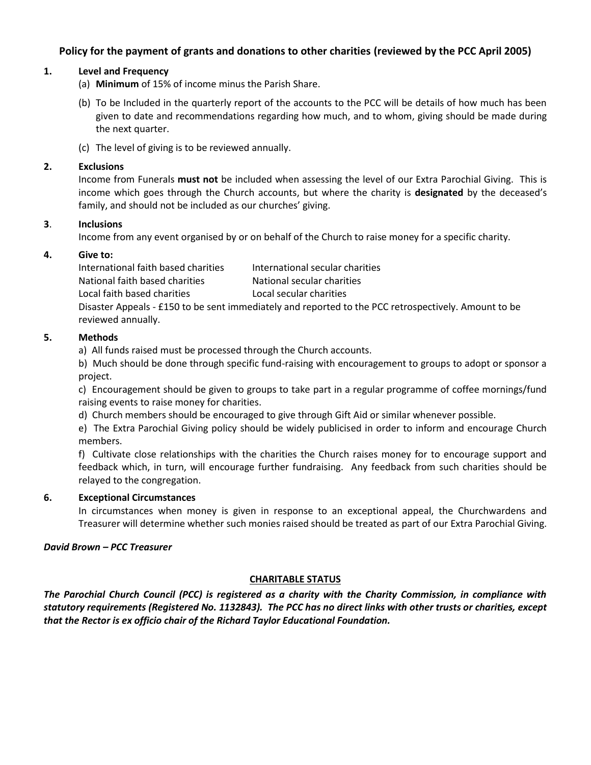## Policy for the payment of grants and donations to other charities (reviewed by the PCC April 2005)

**1. Level and Frequency**

(a) **Minimum** of 15% of income minus the Parish Share.

(b) To be Included in the quarterly report of the accounts to the PCC will be details of how much has been given to date and recommendations regarding how much, and to whom, giving should be made during the next quarter.

(c) The level of giving is to be reviewed annually.

**2. Exclusions**

Income from Funerals **must not** be included when assessing the level of our Extra Parochial Giving. This is income which goes through the Church accounts, but where the charity is **designated** by the deceased's family, and should not be included as our churches' giving.

**3. Inclusions**

Income from any event organised by or on behalf of the Church to raise money for a specific charity.

**4. Give to:**

| | |
|---|---|
| International faith based charities | International secular charities |
| National faith based charities | National secular charities |
| Local faith based charities | Local secular charities |

Disaster Appeals - £150 to be sent immediately and reported to the PCC retrospectively. Amount to be reviewed annually.

**5. Methods**

a) All funds raised must be processed through the Church accounts.

b) Much should be done through specific fund-raising with encouragement to groups to adopt or sponsor a project.

c) Encouragement should be given to groups to take part in a regular programme of coffee mornings/fund raising events to raise money for charities.

d) Church members should be encouraged to give through Gift Aid or similar whenever possible.

e) The Extra Parochial Giving policy should be widely publicised in order to inform and encourage Church members.

f) Cultivate close relationships with the charities the Church raises money for to encourage support and feedback which, in turn, will encourage further fundraising. Any feedback from such charities should be relayed to the congregation.

**6. Exceptional Circumstances**

In circumstances when money is given in response to an exceptional appeal, the Churchwardens and Treasurer will determine whether such monies raised should be treated as part of our Extra Parochial Giving.

***David Brown – PCC Treasurer***

**CHARITABLE STATUS**

***The Parochial Church Council (PCC) is registered as a charity with the Charity Commission, in compliance with statutory requirements (Registered No. 1132843). The PCC has no direct links with other trusts or charities, except that the Rector is ex officio chair of the Richard Taylor Educational Foundation.***